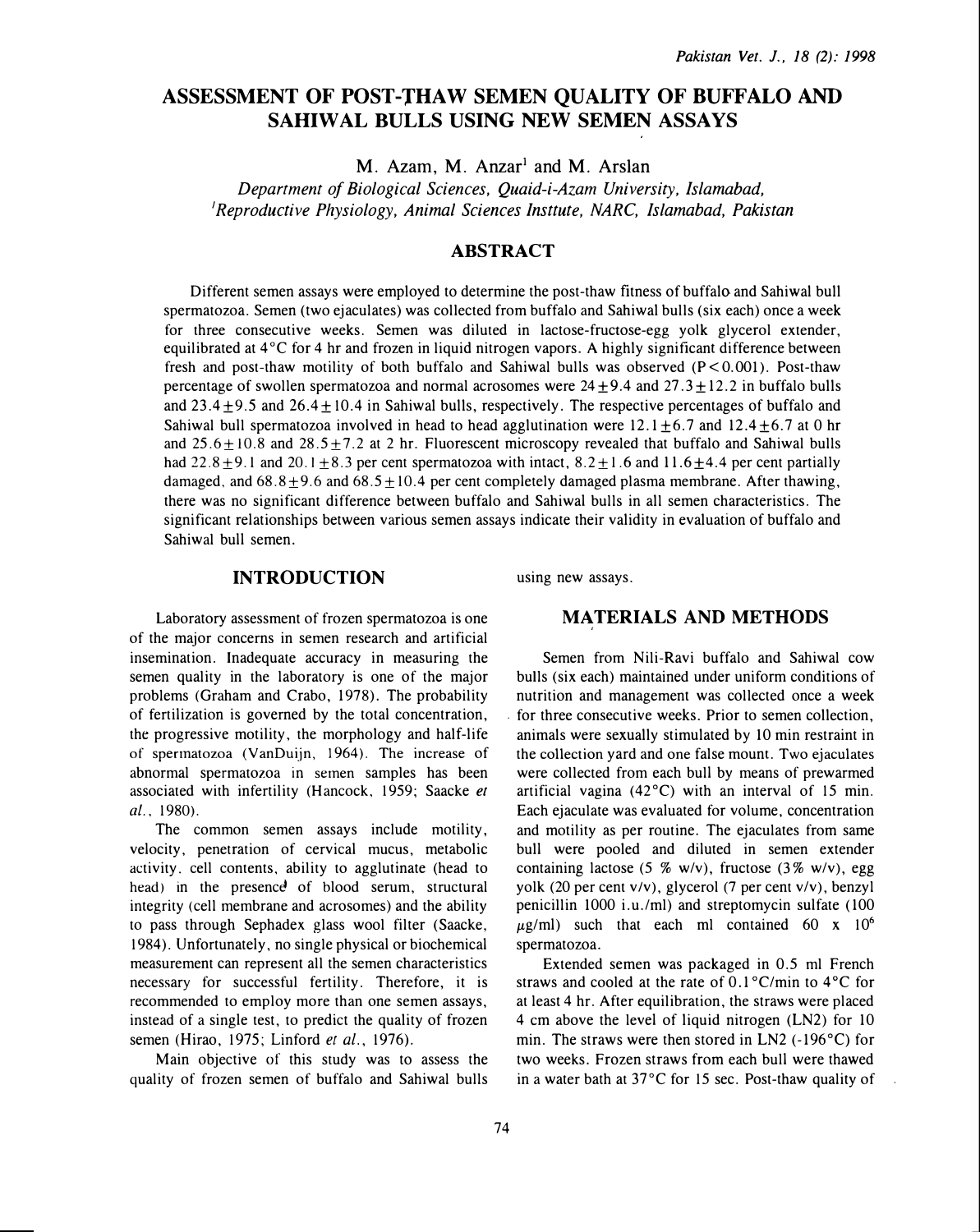# ASSESSMENT OF POST-THAW SEMEN QUALITY OF BUFFALO AND SAHIWAL BULLS USING NEW SEMEN ASSAYS

M. Azam, M. Anzar[1] and M. Arslan

*Department of Biological Sciences, Quaid-i-Azam University, Islamabad,*
*[1]Reproductive Physiology, Animal Sciences Insttute, NARC, Islamabad, Pakistan*

## ABSTRACT

Different semen assays were employed to determine the post-thaw fitness of buffalo and Sahiwal bull spermatozoa. Semen (two ejaculates) was collected from buffalo and Sahiwal bulls (six each) once a week for three consecutive weeks. Semen was diluted in lactose-fructose-egg yolk glycerol extender, equilibrated at 4°C for 4 hr and frozen in liquid nitrogen vapors. A highly significant difference between fresh and post-thaw motility of both buffalo and Sahiwal bulls was observed ($P<0.001$). Post-thaw percentage of swollen spermatozoa and normal acrosomes were $24 \pm 9.4$ and $27.3 \pm 12.2$ in buffalo bulls and $23.4 \pm 9.5$ and $26.4 \pm 10.4$ in Sahiwal bulls, respectively. The respective percentages of buffalo and Sahiwal bull spermatozoa involved in head to head agglutination were $12.1 \pm 6.7$ and $12.4 \pm 6.7$ at 0 hr and $25.6 \pm 10.8$ and $28.5 \pm 7.2$ at 2 hr. Fluorescent microscopy revealed that buffalo and Sahiwal bulls had $22.8 \pm 9.1$ and $20.1 \pm 8.3$ per cent spermatozoa with intact, $8.2 \pm 1.6$ and $11.6 \pm 4.4$ per cent partially damaged, and $68.8 \pm 9.6$ and $68.5 \pm 10.4$ per cent completely damaged plasma membrane. After thawing, there was no significant difference between buffalo and Sahiwal bulls in all semen characteristics. The significant relationships between various semen assays indicate their validity in evaluation of buffalo and Sahiwal bull semen.

## INTRODUCTION

Laboratory assessment of frozen spermatozoa is one of the major concerns in semen research and artificial insemination. Inadequate accuracy in measuring the semen quality in the laboratory is one of the major problems (Graham and Crabo, 1978). The probability of fertilization is governed by the total concentration, the progressive motility, the morphology and half-life of spermatozoa (VanDuijn, 1964). The increase of abnormal spermatozoa in semen samples has been associated with infertility (Hancock, 1959; Saacke *et al.*, 1980).

The common semen assays include motility, velocity, penetration of cervical mucus, metabolic activity, cell contents, ability to agglutinate (head to head) in the presence of blood serum, structural integrity (cell membrane and acrosomes) and the ability to pass through Sephadex glass wool filter (Saacke, 1984). Unfortunately, no single physical or biochemical measurement can represent all the semen characteristics necessary for successful fertility. Therefore, it is recommended to employ more than one semen assays, instead of a single test, to predict the quality of frozen semen (Hirao, 1975; Linford *et al.*, 1976).

Main objective of this study was to assess the quality of frozen semen of buffalo and Sahiwal bulls using new assays.

## MATERIALS AND METHODS

Semen from Nili-Ravi buffalo and Sahiwal cow bulls (six each) maintained under uniform conditions of nutrition and management was collected once a week for three consecutive weeks. Prior to semen collection, animals were sexually stimulated by 10 min restraint in the collection yard and one false mount. Two ejaculates were collected from each bull by means of prewarmed artificial vagina (42°C) with an interval of 15 min. Each ejaculate was evaluated for volume, concentration and motility as per routine. The ejaculates from same bull were pooled and diluted in semen extender containing lactose (5 % w/v), fructose (3% w/v), egg yolk (20 per cent v/v), glycerol (7 per cent v/v), benzyl penicillin 1000 i.u./ml) and streptomycin sulfate (100 $\mu$g/ml) such that each ml contained $60 \times 10^6$ spermatozoa.

Extended semen was packaged in 0.5 ml French straws and cooled at the rate of 0.1°C/min to 4°C for at least 4 hr. After equilibration, the straws were placed 4 cm above the level of liquid nitrogen (LN2) for 10 min. The straws were then stored in LN2 (-196°C) for two weeks. Frozen straws from each bull were thawed in a water bath at 37°C for 15 sec. Post-thaw quality of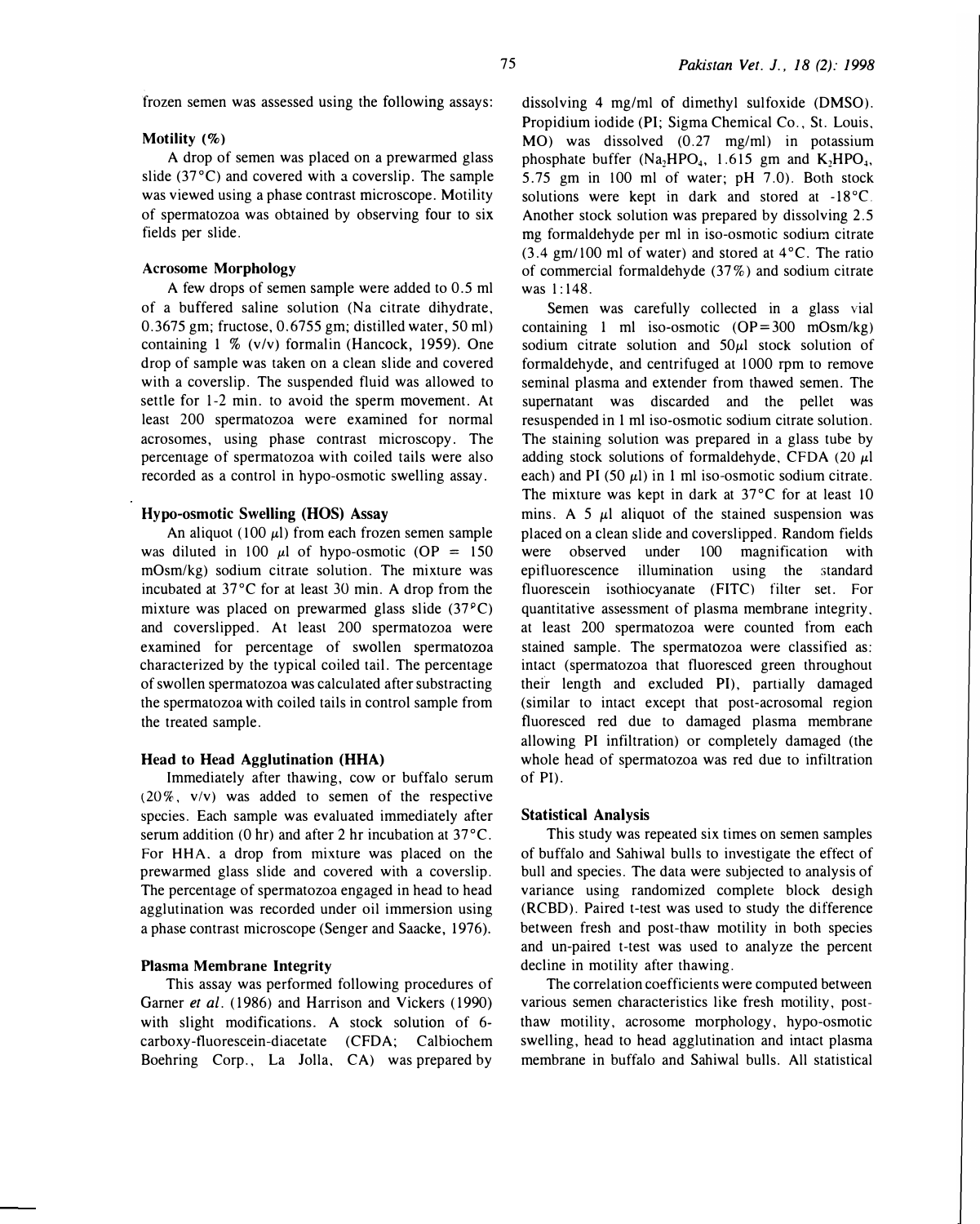frozen semen was assessed using the following assays:

### Motility (%)

A drop of semen was placed on a prewarmed glass slide (37°C) and covered with a coverslip. The sample was viewed using a phase contrast microscope. Motility of spermatozoa was obtained by observing four to six fields per slide.

### Acrosome Morphology

A few drops of semen sample were added to 0.5 ml of a buffered saline solution (Na citrate dihydrate, 0.3675 gm; fructose, 0.6755 gm; distilled water, 50 ml) containing 1 % (v/v) formalin (Hancock, 1959). One drop of sample was taken on a clean slide and covered with a coverslip. The suspended fluid was allowed to settle for 1-2 min. to avoid the sperm movement. At least 200 spermatozoa were examined for normal acrosomes, using phase contrast microscopy. The percentage of spermatozoa with coiled tails were also recorded as a control in hypo-osmotic swelling assay.

### Hypo-osmotic Swelling (HOS) Assay

An aliquot (100 $\mu$l) from each frozen semen sample was diluted in 100 $\mu$l of hypo-osmotic (OP = 150 mOsm/kg) sodium citrate solution. The mixture was incubated at 37°C for at least 30 min. A drop from the mixture was placed on prewarmed glass slide (37°C) and coverslipped. At least 200 spermatozoa were examined for percentage of swollen spermatozoa characterized by the typical coiled tail. The percentage of swollen spermatozoa was calculated after substracting the spermatozoa with coiled tails in control sample from the treated sample.

### Head to Head Agglutination (HHA)

Immediately after thawing, cow or buffalo serum (20%, v/v) was added to semen of the respective species. Each sample was evaluated immediately after serum addition (0 hr) and after 2 hr incubation at 37°C. For HHA, a drop from mixture was placed on the prewarmed glass slide and covered with a coverslip. The percentage of spermatozoa engaged in head to head agglutination was recorded under oil immersion using a phase contrast microscope (Senger and Saacke, 1976).

### Plasma Membrane Integrity

This assay was performed following procedures of Garner *et al.* (1986) and Harrison and Vickers (1990) with slight modifications. A stock solution of 6-carboxy-fluorescein-diacetate (CFDA; Calbiochem Boehring Corp., La Jolla, CA) was prepared by dissolving 4 mg/ml of dimethyl sulfoxide (DMSO). Propidium iodide (PI; Sigma Chemical Co., St. Louis, MO) was dissolved (0.27 mg/ml) in potassium phosphate buffer ($Na_2HPO_4$, 1.615 gm and $K_2HPO_4$, 5.75 gm in 100 ml of water; pH 7.0). Both stock solutions were kept in dark and stored at -18°C. Another stock solution was prepared by dissolving 2.5 mg formaldehyde per ml in iso-osmotic sodium citrate (3.4 gm/100 ml of water) and stored at 4°C. The ratio of commercial formaldehyde (37%) and sodium citrate was 1:148.

Semen was carefully collected in a glass vial containing 1 ml iso-osmotic (OP=300 mOsm/kg) sodium citrate solution and 50$\mu$l stock solution of formaldehyde, and centrifuged at 1000 rpm to remove seminal plasma and extender from thawed semen. The supernatant was discarded and the pellet was resuspended in 1 ml iso-osmotic sodium citrate solution. The staining solution was prepared in a glass tube by adding stock solutions of formaldehyde, CFDA (20 $\mu$l each) and PI (50 $\mu$l) in 1 ml iso-osmotic sodium citrate. The mixture was kept in dark at 37°C for at least 10 mins. A 5 $\mu$l aliquot of the stained suspension was placed on a clean slide and coverslipped. Random fields were observed under 100 magnification with epifluorescence illumination using the standard fluorescein isothiocyanate (FITC) filter set. For quantitative assessment of plasma membrane integrity, at least 200 spermatozoa were counted from each stained sample. The spermatozoa were classified as: intact (spermatozoa that fluoresced green throughout their length and excluded PI), partially damaged (similar to intact except that post-acrosomal region fluoresced red due to damaged plasma membrane allowing PI infiltration) or completely damaged (the whole head of spermatozoa was red due to infiltration of PI).

### Statistical Analysis

This study was repeated six times on semen samples of buffalo and Sahiwal bulls to investigate the effect of bull and species. The data were subjected to analysis of variance using randomized complete block desigh (RCBD). Paired t-test was used to study the difference between fresh and post-thaw motility in both species and un-paired t-test was used to analyze the percent decline in motility after thawing.

The correlation coefficients were computed between various semen characteristics like fresh motility, post-thaw motility, acrosome morphology, hypo-osmotic swelling, head to head agglutination and intact plasma membrane in buffalo and Sahiwal bulls. All statistical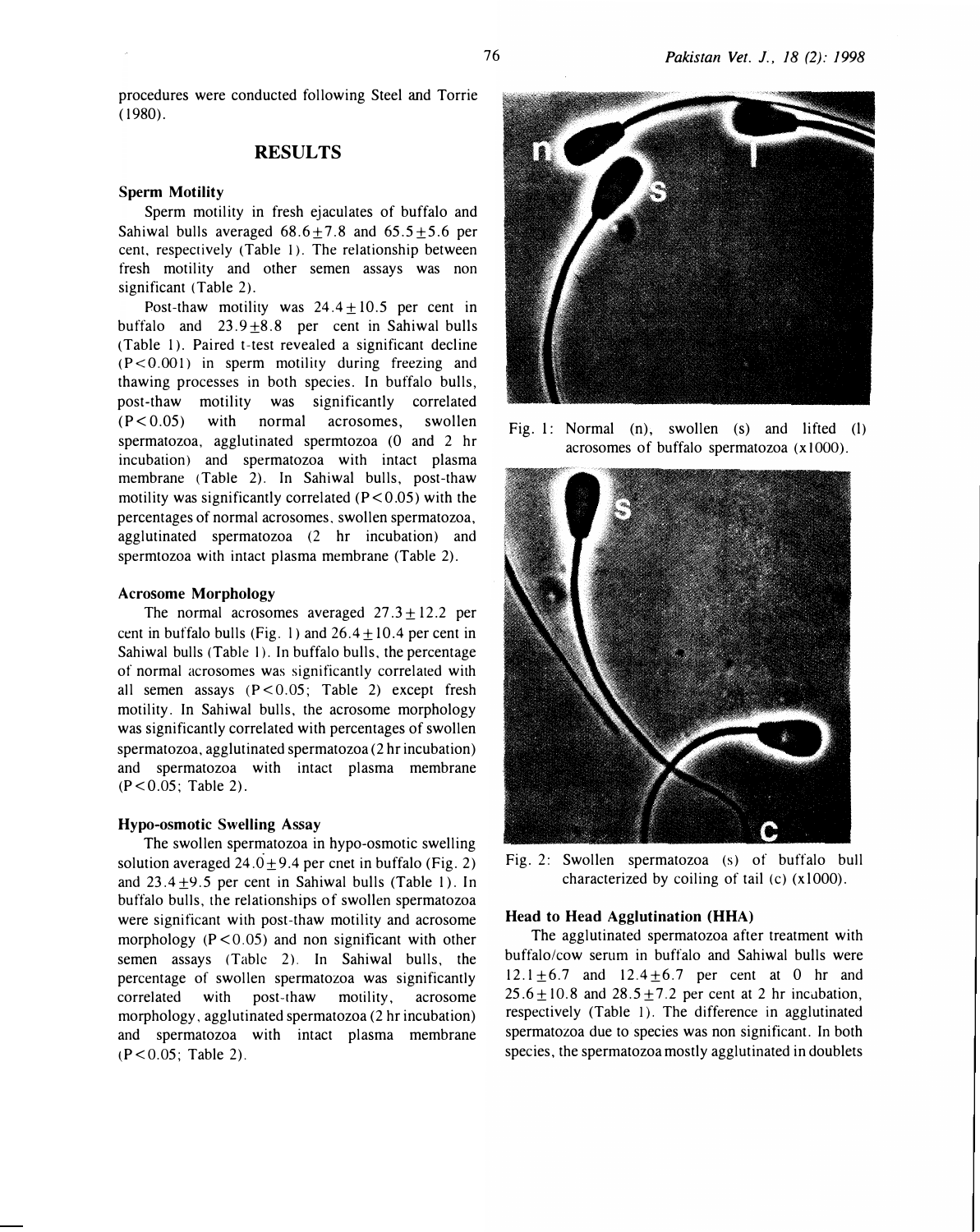procedures were conducted following Steel and Torrie (1980).

## RESULTS

### Sperm Motility

Sperm motility in fresh ejaculates of buffalo and Sahiwal bulls averaged $68.6 \pm 7.8$ and $65.5 \pm 5.6$ per cent, respectively (Table 1). The relationship between fresh motility and other semen assays was non significant (Table 2).

Post-thaw motility was $24.4 \pm 10.5$ per cent in buffalo and $23.9 \pm 8.8$ per cent in Sahiwal bulls (Table 1). Paired t-test revealed a significant decline ($P<0.001$) in sperm motility during freezing and thawing processes in both species. In buffalo bulls, post-thaw motility was significantly correlated ($P<0.05$) with normal acrosomes, swollen spermatozoa, agglutinated spermtozoa (0 and 2 hr incubation) and spermatozoa with intact plasma membrane (Table 2). In Sahiwal bulls, post-thaw motility was significantly correlated ($P<0.05$) with the percentages of normal acrosomes, swollen spermatozoa, agglutinated spermatozoa (2 hr incubation) and spermtozoa with intact plasma membrane (Table 2).

### Acrosome Morphology

The normal acrosomes averaged $27.3 \pm 12.2$ per cent in buffalo bulls (Fig. 1) and $26.4 \pm 10.4$ per cent in Sahiwal bulls (Table 1). In buffalo bulls, the percentage of normal acrosomes was significantly correlated with all semen assays ($P<0.05$; Table 2) except fresh motility. In Sahiwal bulls, the acrosome morphology was significantly correlated with percentages of swollen spermatozoa, agglutinated spermatozoa (2 hr incubation) and spermatozoa with intact plasma membrane ($P<0.05$; Table 2).

### Hypo-osmotic Swelling Assay

The swollen spermatozoa in hypo-osmotic swelling solution averaged $24.0 \pm 9.4$ per cnet in buffalo (Fig. 2) and $23.4 \pm 9.5$ per cent in Sahiwal bulls (Table 1). In buffalo bulls, the relationships of swollen spermatozoa were significant with post-thaw motility and acrosome morphology ($P<0.05$) and non significant with other semen assays (Table 2). In Sahiwal bulls, the percentage of swollen spermatozoa was significantly correlated with post-thaw motility, acrosome morphology, agglutinated spermatozoa (2 hr incubation) and spermatozoa with intact plasma membrane ($P<0.05$; Table 2).

Fig. 1: Normal (n), swollen (s) and lifted (l) acrosomes of buffalo spermatozoa (x1000).

Fig. 2: Swollen spermatozoa (s) of buffalo bull characterized by coiling of tail (c) (x1000).

### Head to Head Agglutination (HHA)

The agglutinated spermatozoa after treatment with buffalo/cow serum in buffalo and Sahiwal bulls were $12.1 \pm 6.7$ and $12.4 \pm 6.7$ per cent at 0 hr and $25.6 \pm 10.8$ and $28.5 \pm 7.2$ per cent at 2 hr incubation, respectively (Table 1). The difference in agglutinated spermatozoa due to species was non significant. In both species, the spermatozoa mostly agglutinated in doublets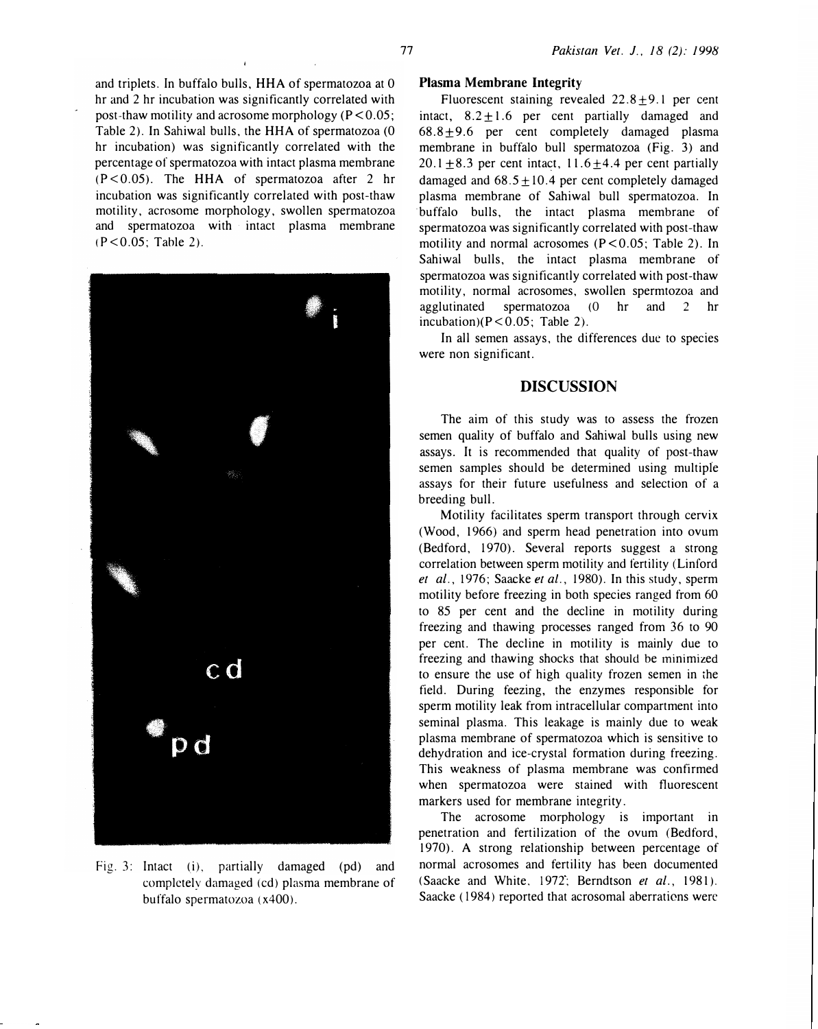and triplets. In buffalo bulls, HHA of spermatozoa at 0 hr and 2 hr incubation was significantly correlated with post-thaw motility and acrosome morphology ($P<0.05$; Table 2). In Sahiwal bulls, the HHA of spermatozoa (0 hr incubation) was significantly correlated with the percentage of spermatozoa with intact plasma membrane ($P<0.05$). The HHA of spermatozoa after 2 hr incubation was significantly correlated with post-thaw motility, acrosome morphology, swollen spermatozoa and spermatozoa with intact plasma membrane ($P<0.05$; Table 2).

Fig. 3: Intact (i), partially damaged (pd) and completely damaged (cd) plasma membrane of buffalo spermatozoa (x400).

**Plasma Membrane Integrity**

Fluorescent staining revealed 22.8±9.1 per cent intact, 8.2±1.6 per cent partially damaged and 68.8±9.6 per cent completely damaged plasma membrane in buffalo bull spermatozoa (Fig. 3) and 20.1±8.3 per cent intact, 11.6±4.4 per cent partially damaged and 68.5±10.4 per cent completely damaged plasma membrane of Sahiwal bull spermatozoa. In buffalo bulls, the intact plasma membrane of spermatozoa was significantly correlated with post-thaw motility and normal acrosomes ($P<0.05$; Table 2). In Sahiwal bulls, the intact plasma membrane of spermatozoa was significantly correlated with post-thaw motility, normal acrosomes, swollen spermtozoa and agglutinated spermatozoa (0 hr and 2 hr incubation)($P<0.05$; Table 2).

In all semen assays, the differences due to species were non significant.

## DISCUSSION

The aim of this study was to assess the frozen semen quality of buffalo and Sahiwal bulls using new assays. It is recommended that quality of post-thaw semen samples should be determined using multiple assays for their future usefulness and selection of a breeding bull.

Motility facilitates sperm transport through cervix (Wood, 1966) and sperm head penetration into ovum (Bedford, 1970). Several reports suggest a strong correlation between sperm motility and fertility (Linford *et al.*, 1976; Saacke *et al.*, 1980). In this study, sperm motility before freezing in both species ranged from 60 to 85 per cent and the decline in motility during freezing and thawing processes ranged from 36 to 90 per cent. The decline in motility is mainly due to freezing and thawing shocks that should be minimized to ensure the use of high quality frozen semen in the field. During feezing, the enzymes responsible for sperm motility leak from intracellular compartment into seminal plasma. This leakage is mainly due to weak plasma membrane of spermatozoa which is sensitive to dehydration and ice-crystal formation during freezing. This weakness of plasma membrane was confirmed when spermatozoa were stained with fluorescent markers used for membrane integrity.

The acrosome morphology is important in penetration and fertilization of the ovum (Bedford, 1970). A strong relationship between percentage of normal acrosomes and fertility has been documented (Saacke and White, 1972; Berndtson *et al.*, 1981). Saacke (1984) reported that acrosomal aberrations were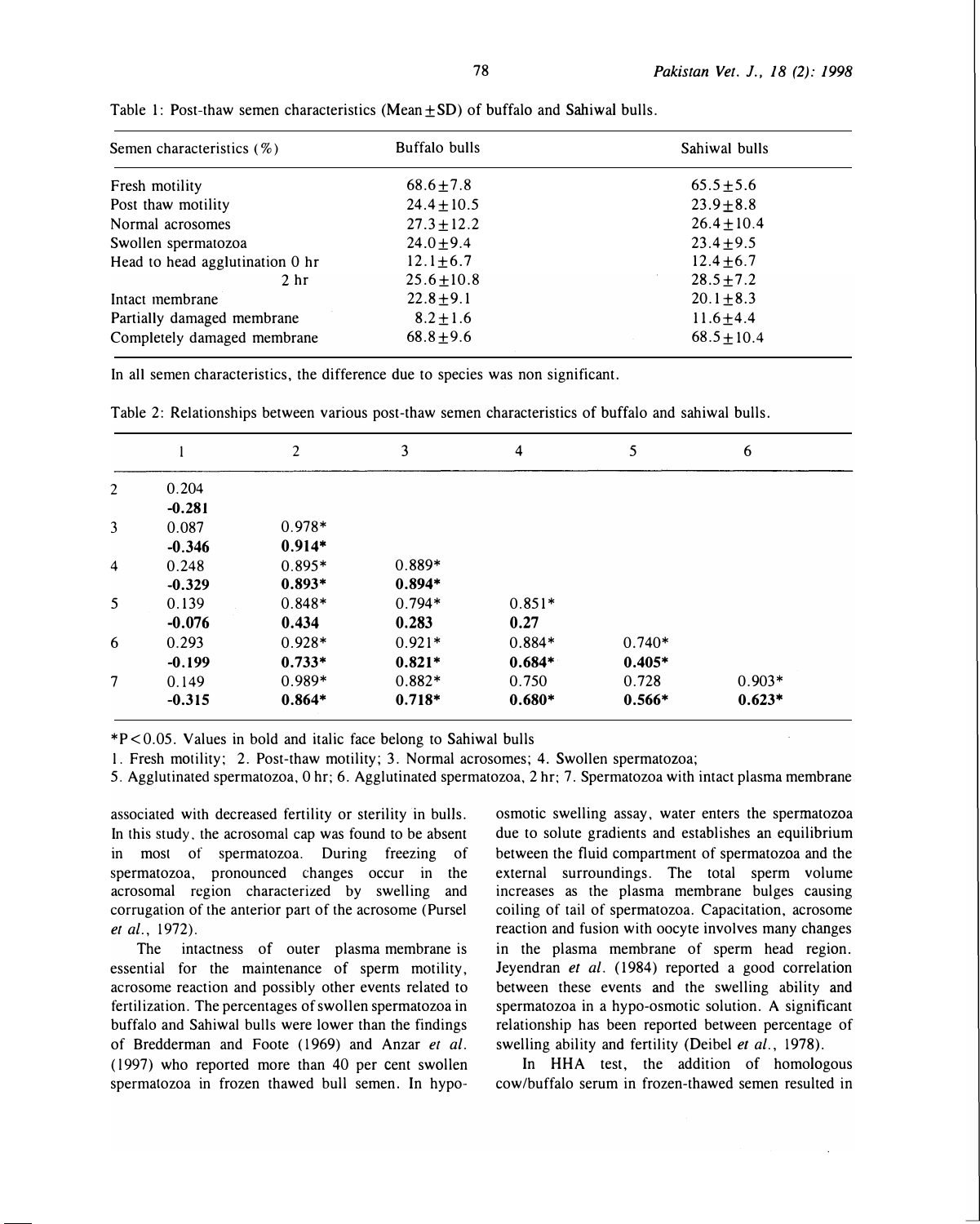Table 1: Post-thaw semen characteristics (Mean ± SD) of buffalo and Sahiwal bulls.

| Semen characteristics (%) | Buffalo bulls | Sahiwal bulls |
|---|---|---|
| Fresh motility | 68.6±7.8 | 65.5±5.6 |
| Post thaw motility | 24.4±10.5 | 23.9±8.8 |
| Normal acrosomes | 27.3±12.2 | 26.4±10.4 |
| Swollen spermatozoa | 24.0±9.4 | 23.4±9.5 |
| Head to head agglutination 0 hr | 12.1±6.7 | 12.4±6.7 |
| 2 hr | 25.6±10.8 | 28.5±7.2 |
| Intact membrane | 22.8±9.1 | 20.1±8.3 |
| Partially damaged membrane | 8.2±1.6 | 11.6±4.4 |
| Completely damaged membrane | 68.8±9.6 | 68.5±10.4 |

In all semen characteristics, the difference due to species was non significant.

Table 2: Relationships between various post-thaw semen characteristics of buffalo and sahiwal bulls.

| | 1 | 2 | 3 | 4 | 5 | 6 |
|---|---|---|---|---|---|---|
| 2 | 0.204 | | | | | |
| | **-0.281** | | | | | |
| 3 | 0.087 | 0.978* | | | | |
| | **-0.346** | **0.914*** | | | | |
| 4 | 0.248 | 0.895* | 0.889* | | | |
| | **-0.329** | **0.893*** | **0.894*** | | | |
| 5 | 0.139 | 0.848* | 0.794* | 0.851* | | |
| | **-0.076** | **0.434** | **0.283** | **0.27** | | |
| 6 | 0.293 | 0.928* | 0.921* | 0.884* | 0.740* | |
| | **-0.199** | **0.733*** | **0.821*** | **0.684*** | **0.405*** | |
| 7 | 0.149 | 0.989* | 0.882* | 0.750 | 0.728 | 0.903* |
| | **-0.315** | **0.864*** | **0.718*** | **0.680*** | **0.566*** | **0.623*** |

*P<0.05. Values in bold and italic face belong to Sahiwal bulls

1. Fresh motility; 2. Post-thaw motility; 3. Normal acrosomes; 4. Swollen spermatozoa;
5. Agglutinated spermatozoa, 0 hr; 6. Agglutinated spermatozoa, 2 hr; 7. Spermatozoa with intact plasma membrane

associated with decreased fertility or sterility in bulls. In this study, the acrosomal cap was found to be absent in most of spermatozoa. During freezing of spermatozoa, pronounced changes occur in the acrosomal region characterized by swelling and corrugation of the anterior part of the acrosome (Pursel *et al.*, 1972).

The intactness of outer plasma membrane is essential for the maintenance of sperm motility, acrosome reaction and possibly other events related to fertilization. The percentages of swollen spermatozoa in buffalo and Sahiwal bulls were lower than the findings of Bredderman and Foote (1969) and Anzar *et al.* (1997) who reported more than 40 per cent swollen spermatozoa in frozen thawed bull semen. In hypo-osmotic swelling assay, water enters the spermatozoa due to solute gradients and establishes an equilibrium between the fluid compartment of spermatozoa and the external surroundings. The total sperm volume increases as the plasma membrane bulges causing coiling of tail of spermatozoa. Capacitation, acrosome reaction and fusion with oocyte involves many changes in the plasma membrane of sperm head region. Jeyendran *et al.* (1984) reported a good correlation between these events and the swelling ability and spermatozoa in a hypo-osmotic solution. A significant relationship has been reported between percentage of swelling ability and fertility (Deibel *et al.*, 1978).

In HHA test, the addition of homologous cow/buffalo serum in frozen-thawed semen resulted in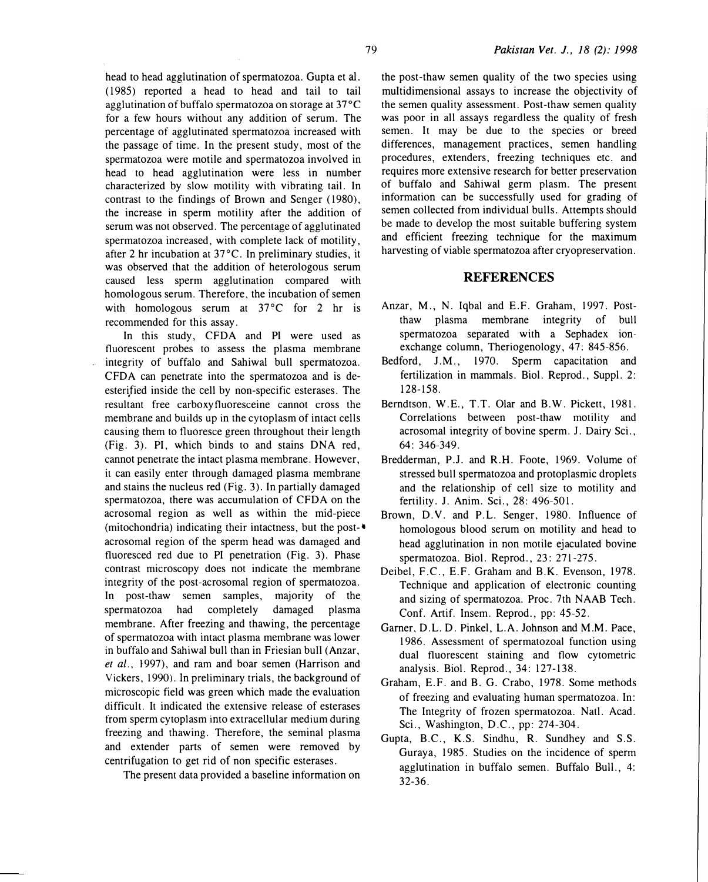head to head agglutination of spermatozoa. Gupta et al. (1985) reported a head to head and tail to tail agglutination of buffalo spermatozoa on storage at 37°C for a few hours without any addition of serum. The percentage of agglutinated spermatozoa increased with the passage of time. In the present study, most of the spermatozoa were motile and spermatozoa involved in head to head agglutination were less in number characterized by slow motility with vibrating tail. In contrast to the findings of Brown and Senger (1980), the increase in sperm motility after the addition of serum was not observed. The percentage of agglutinated spermatozoa increased, with complete lack of motility, after 2 hr incubation at 37°C. In preliminary studies, it was observed that the addition of heterologous serum caused less sperm agglutination compared with homologous serum. Therefore, the incubation of semen with homologous serum at 37°C for 2 hr is recommended for this assay.

In this study, CFDA and PI were used as fluorescent probes to assess the plasma membrane integrity of buffalo and Sahiwal bull spermatozoa. CFDA can penetrate into the spermatozoa and is de-esterified inside the cell by non-specific esterases. The resultant free carboxyfluoresceine cannot cross the membrane and builds up in the cytoplasm of intact cells causing them to fluoresce green throughout their length (Fig. 3). PI, which binds to and stains DNA red, cannot penetrate the intact plasma membrane. However, it can easily enter through damaged plasma membrane and stains the nucleus red (Fig. 3). In partially damaged spermatozoa, there was accumulation of CFDA on the acrosomal region as well as within the mid-piece (mitochondria) indicating their intactness, but the post-acrosomal region of the sperm head was damaged and fluoresced red due to PI penetration (Fig. 3). Phase contrast microscopy does not indicate the membrane integrity of the post-acrosomal region of spermatozoa. In post-thaw semen samples, majority of the spermatozoa had completely damaged plasma membrane. After freezing and thawing, the percentage of spermatozoa with intact plasma membrane was lower in buffalo and Sahiwal bull than in Friesian bull (Anzar, *et al.*, 1997), and ram and boar semen (Harrison and Vickers, 1990). In preliminary trials, the background of microscopic field was green which made the evaluation difficult. It indicated the extensive release of esterases from sperm cytoplasm into extracellular medium during freezing and thawing. Therefore, the seminal plasma and extender parts of semen were removed by centrifugation to get rid of non specific esterases.

The present data provided a baseline information on the post-thaw semen quality of the two species using multidimensional assays to increase the objectivity of the semen quality assessment. Post-thaw semen quality was poor in all assays regardless the quality of fresh semen. It may be due to the species or breed differences, management practices, semen handling procedures, extenders, freezing techniques etc. and requires more extensive research for better preservation of buffalo and Sahiwal germ plasm. The present information can be successfully used for grading of semen collected from individual bulls. Attempts should be made to develop the most suitable buffering system and efficient freezing technique for the maximum harvesting of viable spermatozoa after cryopreservation.

## REFERENCES

Anzar, M., N. Iqbal and E.F. Graham, 1997. Post-thaw plasma membrane integrity of bull spermatozoa separated with a Sephadex ion-exchange column, Theriogenology, 47: 845-856.

Bedford, J.M., 1970. Sperm capacitation and fertilization in mammals. Biol. Reprod., Suppl. 2: 128-158.

Berndtson, W.E., T.T. Olar and B.W. Pickett, 1981. Correlations between post-thaw motility and acrosomal integrity of bovine sperm. J. Dairy Sci., 64: 346-349.

Bredderman, P.J. and R.H. Foote, 1969. Volume of stressed bull spermatozoa and protoplasmic droplets and the relationship of cell size to motility and fertility. J. Anim. Sci., 28: 496-501.

Brown, D.V. and P.L. Senger, 1980. Influence of homologous blood serum on motility and head to head agglutination in non motile ejaculated bovine spermatozoa. Biol. Reprod., 23: 271-275.

Deibel, F.C., E.F. Graham and B.K. Evenson, 1978. Technique and application of electronic counting and sizing of spermatozoa. Proc. 7th NAAB Tech. Conf. Artif. Insem. Reprod., pp: 45-52.

Garner, D.L. D. Pinkel, L.A. Johnson and M.M. Pace, 1986. Assessment of spermatozoal function using dual fluorescent staining and flow cytometric analysis. Biol. Reprod., 34: 127-138.

Graham, E.F. and B. G. Crabo, 1978. Some methods of freezing and evaluating human spermatozoa. In: The Integrity of frozen spermatozoa. Natl. Acad. Sci., Washington, D.C., pp: 274-304.

Gupta, B.C., K.S. Sindhu, R. Sundhey and S.S. Guraya, 1985. Studies on the incidence of sperm agglutination in buffalo semen. Buffalo Bull., 4: 32-36.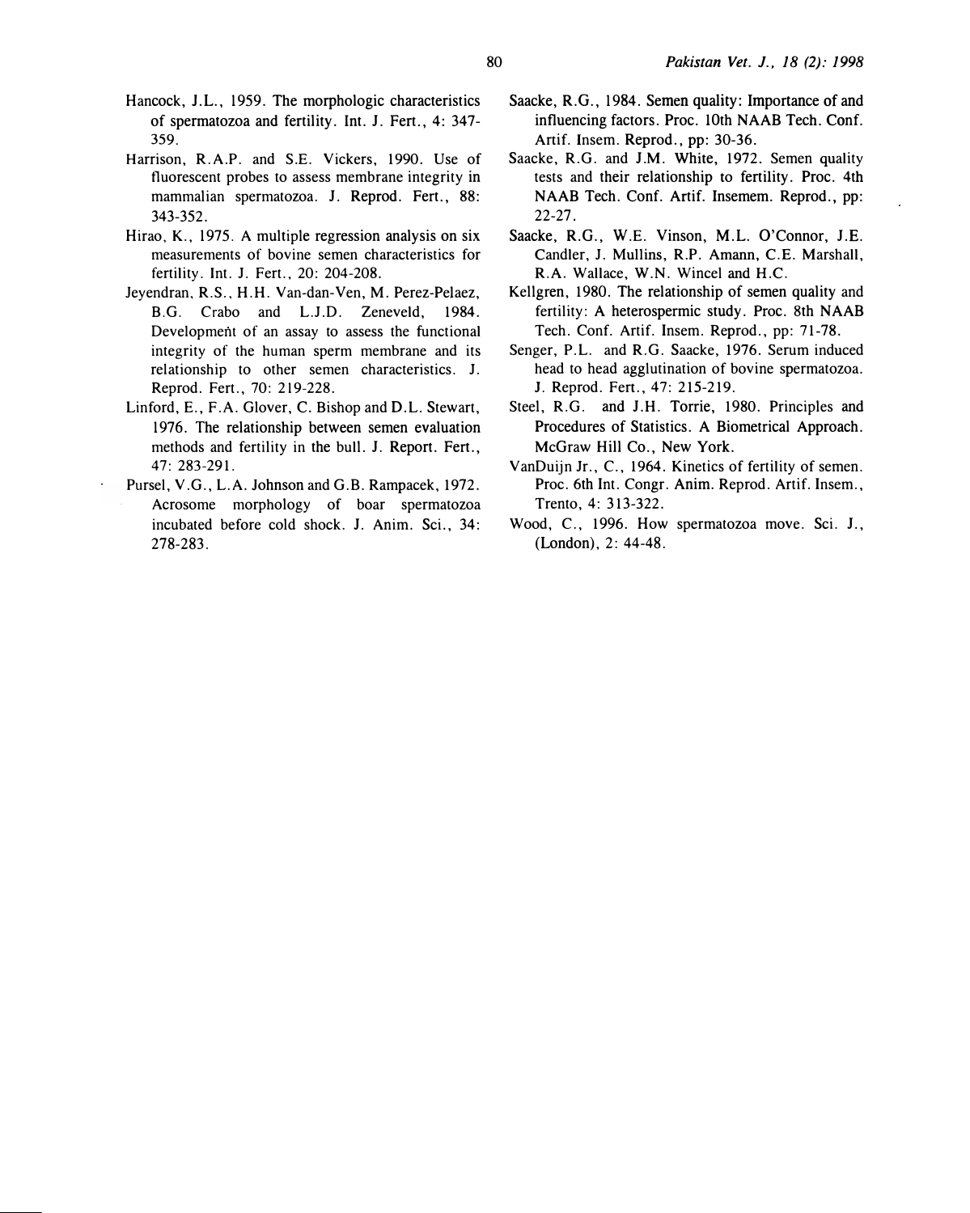Hancock, J.L., 1959. The morphologic characteristics of spermatozoa and fertility. Int. J. Fert., 4: 347-359.

Harrison, R.A.P. and S.E. Vickers, 1990. Use of fluorescent probes to assess membrane integrity in mammalian spermatozoa. J. Reprod. Fert., 88: 343-352.

Hirao, K., 1975. A multiple regression analysis on six measurements of bovine semen characteristics for fertility. Int. J. Fert., 20: 204-208.

Jeyendran, R.S., H.H. Van-dan-Ven, M. Perez-Pelaez, B.G. Crabo and L.J.D. Zeneveld, 1984. Development of an assay to assess the functional integrity of the human sperm membrane and its relationship to other semen characteristics. J. Reprod. Fert., 70: 219-228.

Linford, E., F.A. Glover, C. Bishop and D.L. Stewart, 1976. The relationship between semen evaluation methods and fertility in the bull. J. Report. Fert., 47: 283-291.

Pursel, V.G., L.A. Johnson and G.B. Rampacek, 1972. Acrosome morphology of boar spermatozoa incubated before cold shock. J. Anim. Sci., 34: 278-283.

Saacke, R.G., 1984. Semen quality: Importance of and influencing factors. Proc. 10th NAAB Tech. Conf. Artif. Insem. Reprod., pp: 30-36.

Saacke, R.G. and J.M. White, 1972. Semen quality tests and their relationship to fertility. Proc. 4th NAAB Tech. Conf. Artif. Insemem. Reprod., pp: 22-27.

Saacke, R.G., W.E. Vinson, M.L. O'Connor, J.E. Candler, J. Mullins, R.P. Amann, C.E. Marshall, R.A. Wallace, W.N. Wincel and H.C.

Kellgren, 1980. The relationship of semen quality and fertility: A heterospermic study. Proc. 8th NAAB Tech. Conf. Artif. Insem. Reprod., pp: 71-78.

Senger, P.L. and R.G. Saacke, 1976. Serum induced head to head agglutination of bovine spermatozoa. J. Reprod. Fert., 47: 215-219.

Steel, R.G. and J.H. Torrie, 1980. Principles and Procedures of Statistics. A Biometrical Approach. McGraw Hill Co., New York.

VanDuijn Jr., C., 1964. Kinetics of fertility of semen. Proc. 6th Int. Congr. Anim. Reprod. Artif. Insem., Trento, 4: 313-322.

Wood, C., 1996. How spermatozoa move. Sci. J., (London), 2: 44-48.